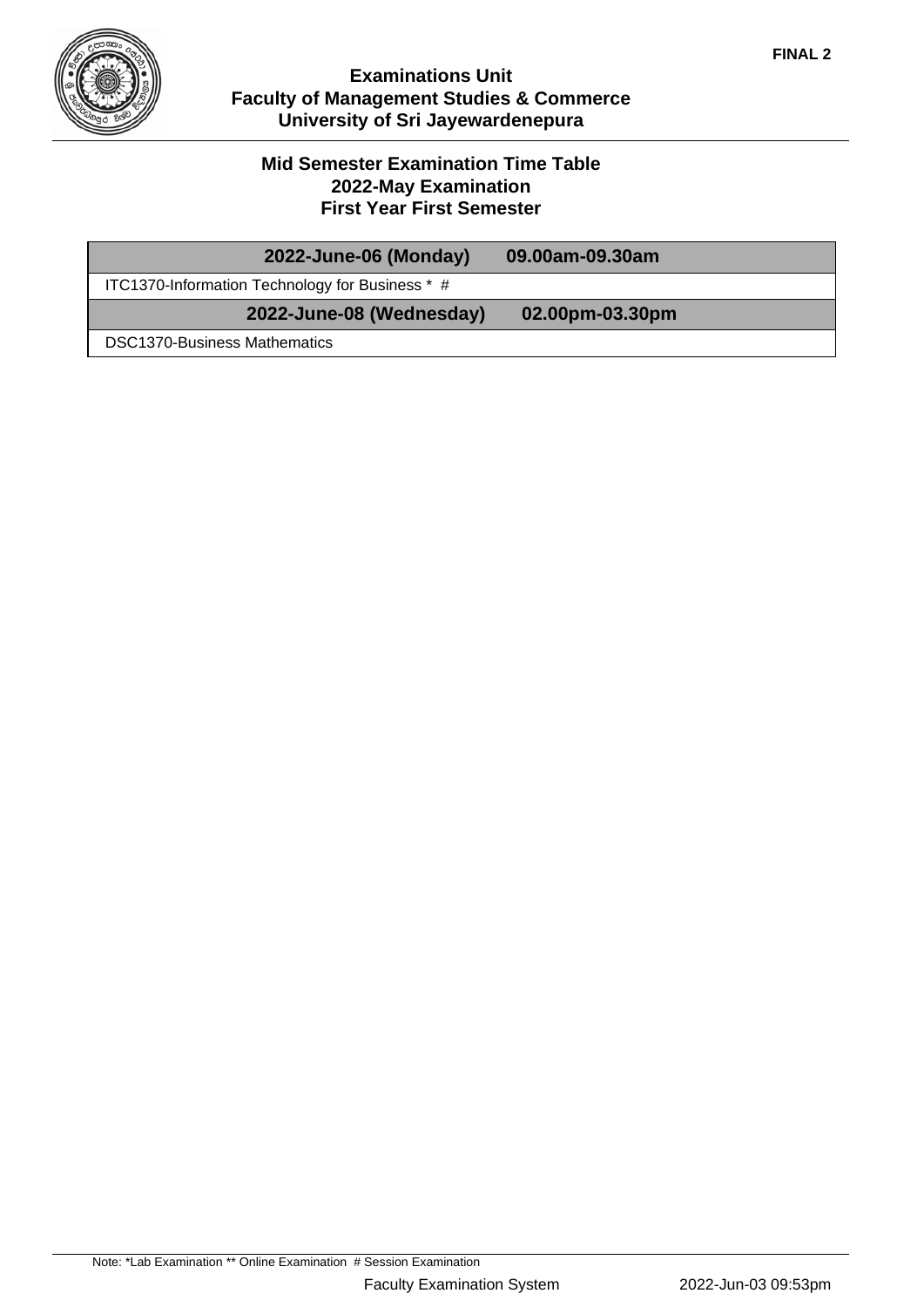FINAL 2

## Examinations Unit
## Faculty of Management Studies & Commerce
## University of Sri Jayewardenepura

### Mid Semester Examination Time Table
### 2022-May Examination
### First Year First Semester

| **2022-June-06 (Monday)** | **09.00am-09.30am** |
|---|---|
| ITC1370-Information Technology for Business * # | |
| **2022-June-08 (Wednesday)** | **02.00pm-03.30pm** |
| DSC1370-Business Mathematics | |

Note: *Lab Examination ** Online Examination # Session Examination

Faculty Examination System 2022-Jun-03 09:53pm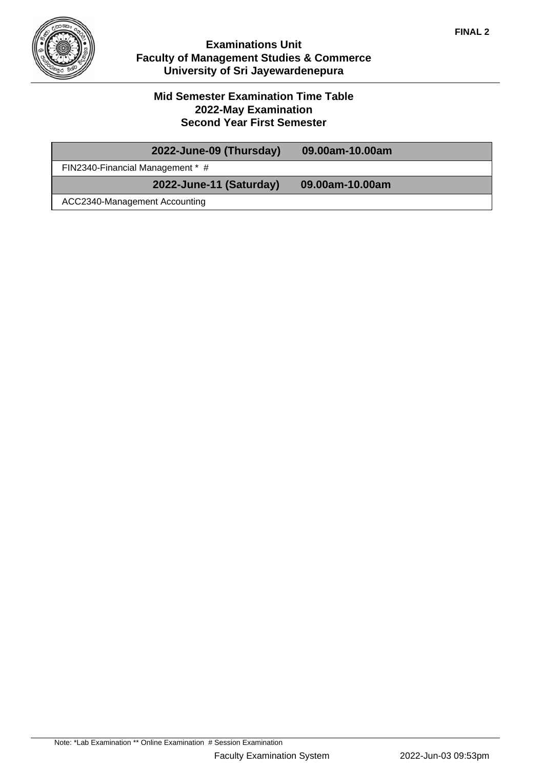FINAL 2

**Examinations Unit**
**Faculty of Management Studies & Commerce**
**University of Sri Jayewardenepura**

## Mid Semester Examination Time Table
## 2022-May Examination
## Second Year First Semester

| **2022-June-09 (Thursday)** | **09.00am-10.00am** |
|---|---|
| FIN2340-Financial Management * # | |
| **2022-June-11 (Saturday)** | **09.00am-10.00am** |
| ACC2340-Management Accounting | |

Note: *Lab Examination ** Online Examination # Session Examination

Faculty Examination System 2022-Jun-03 09:53pm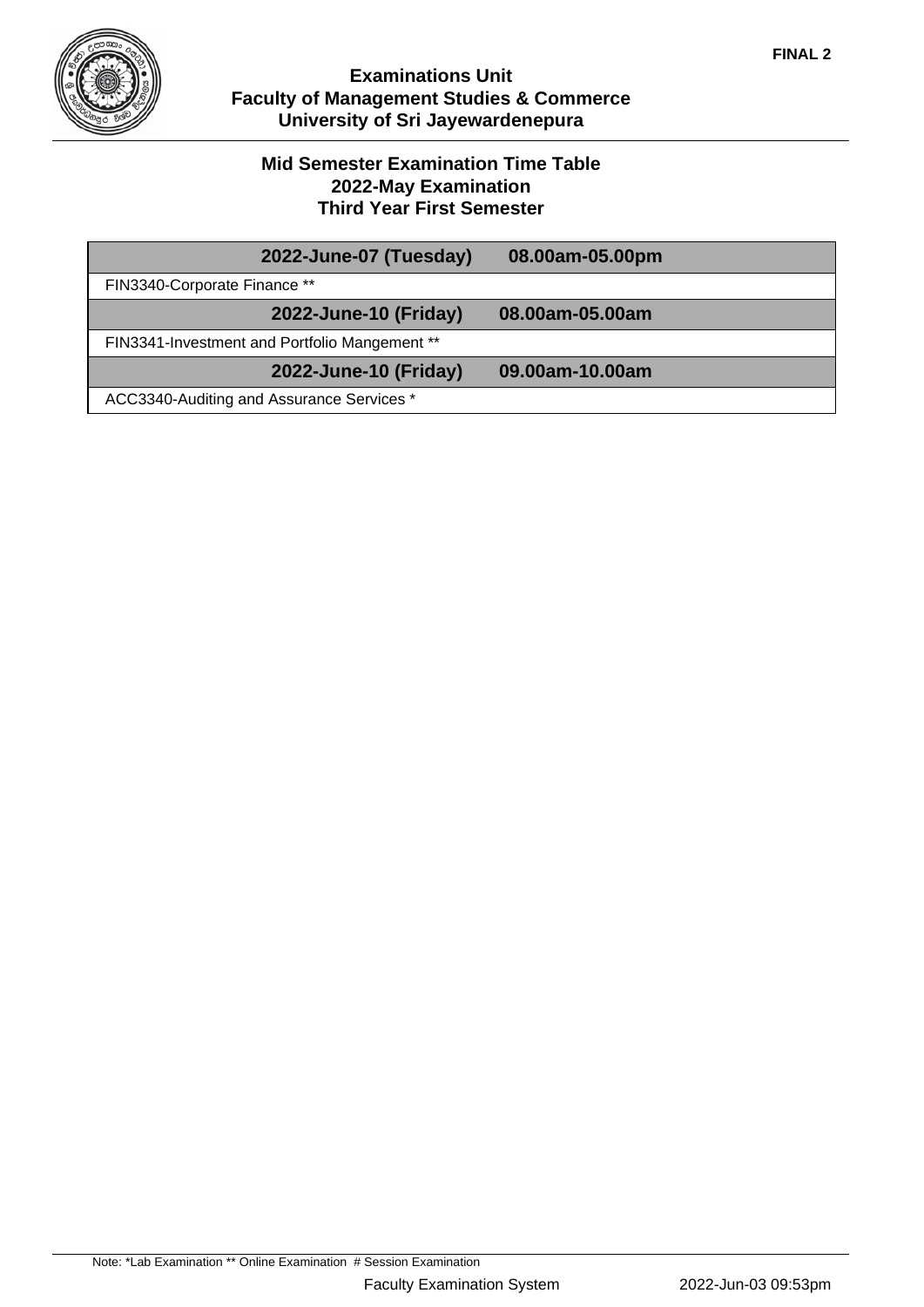**FINAL 2**

**Examinations Unit**
**Faculty of Management Studies & Commerce**
**University of Sri Jayewardenepura**

**Mid Semester Examination Time Table**
**2022-May Examination**
**Third Year First Semester**

| | |
|---|---|
| **2022-June-07 (Tuesday)** | **08.00am-05.00pm** |
| FIN3340-Corporate Finance ** | |
| **2022-June-10 (Friday)** | **08.00am-05.00am** |
| FIN3341-Investment and Portfolio Mangement ** | |
| **2022-June-10 (Friday)** | **09.00am-10.00am** |
| ACC3340-Auditing and Assurance Services * | |

Note: *Lab Examination ** Online Examination # Session Examination

Faculty Examination System 2022-Jun-03 09:53pm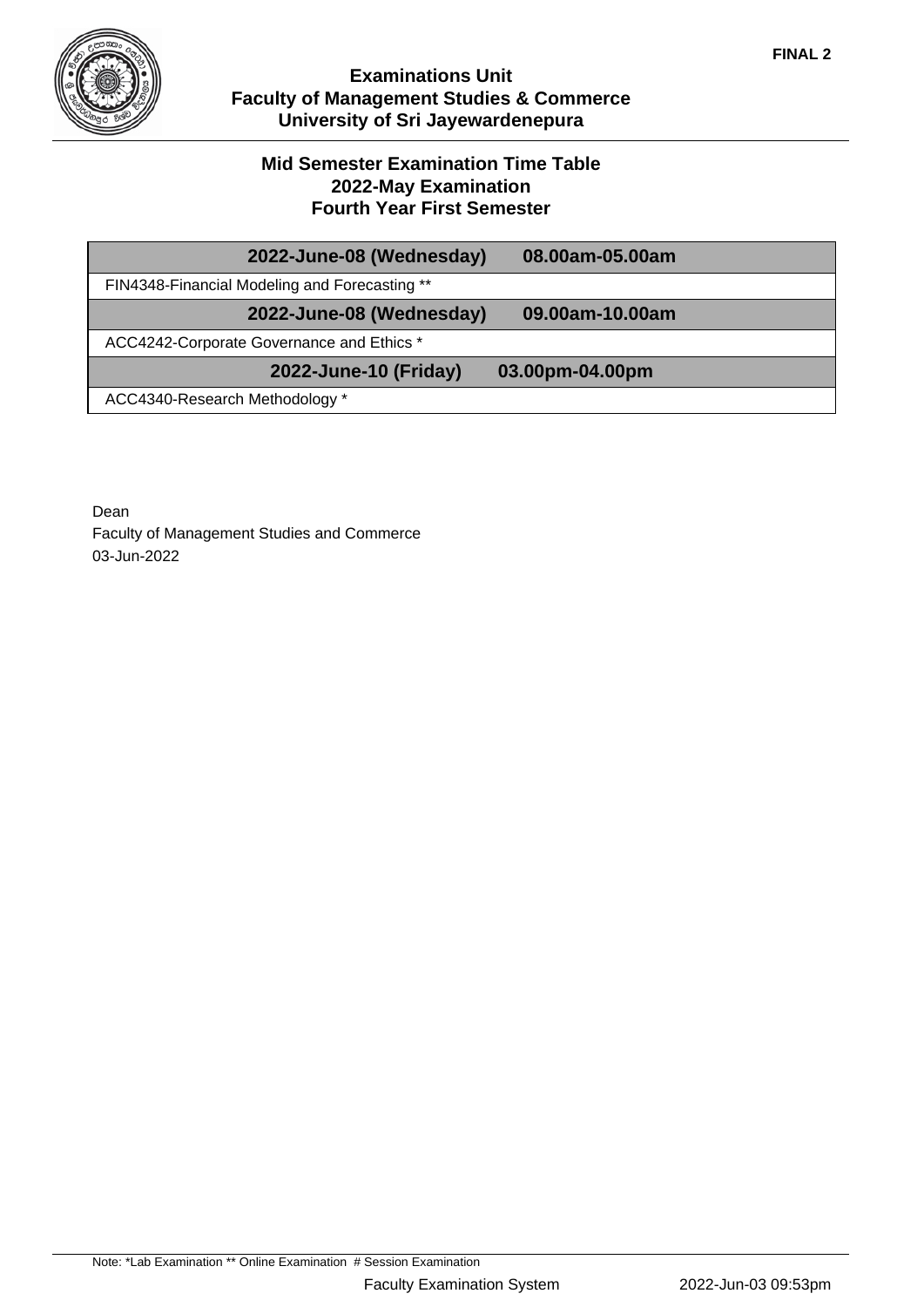FINAL 2

**Examinations Unit**
**Faculty of Management Studies & Commerce**
**University of Sri Jayewardenepura**

## Mid Semester Examination Time Table
## 2022-May Examination
## Fourth Year First Semester

| | |
|---|---|
| **2022-June-08 (Wednesday)** | **08.00am-05.00am** |
| FIN4348-Financial Modeling and Forecasting ** | |
| **2022-June-08 (Wednesday)** | **09.00am-10.00am** |
| ACC4242-Corporate Governance and Ethics * | |
| **2022-June-10 (Friday)** | **03.00pm-04.00pm** |
| ACC4340-Research Methodology * | |

Dean
Faculty of Management Studies and Commerce
03-Jun-2022

Note: *Lab Examination ** Online Examination # Session Examination

Faculty Examination System 2022-Jun-03 09:53pm